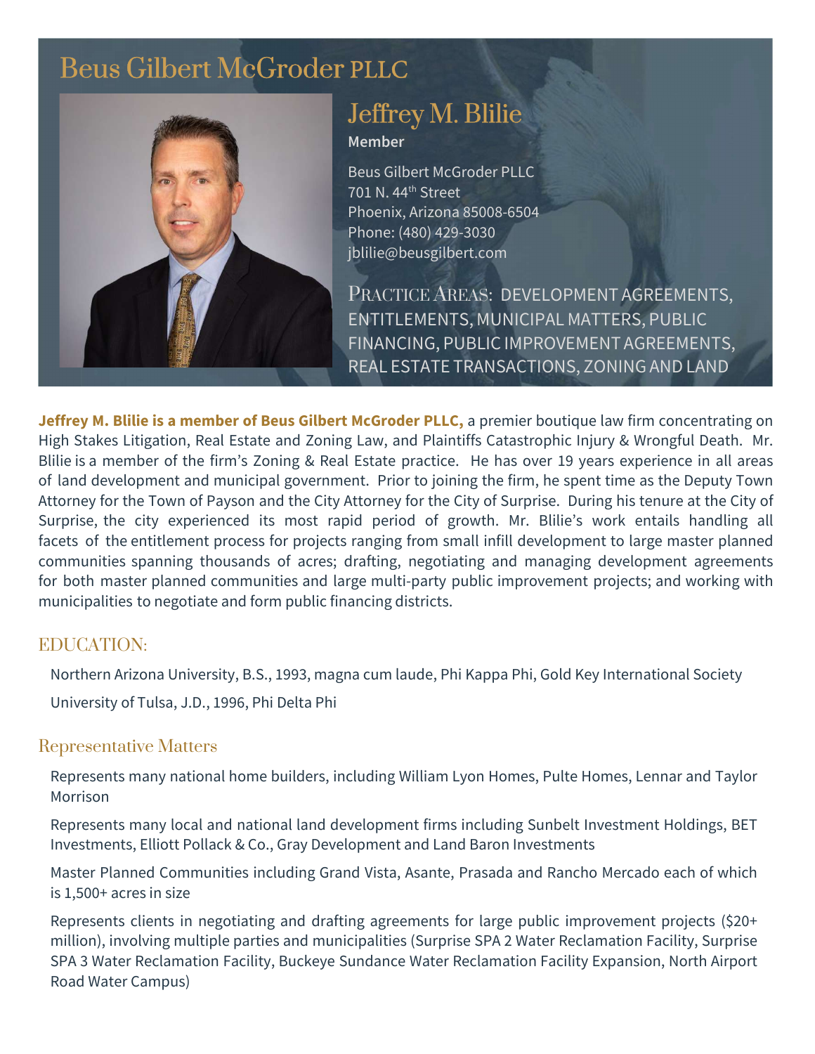# Beus Gilbert McGroder PLLC

## Jeffrey M. Blilie

**Member**

Beus Gilbert McGroder PLLC
701 N. 44th Street
Phoenix, Arizona 85008-6504
Phone: (480) 429-3030
jblilie@beusgilbert.com

PRACTICE AREAS: DEVELOPMENT AGREEMENTS, ENTITLEMENTS, MUNICIPAL MATTERS, PUBLIC FINANCING, PUBLIC IMPROVEMENT AGREEMENTS, REAL ESTATE TRANSACTIONS, ZONING AND LAND

**Jeffrey M. Blilie is a member of Beus Gilbert McGroder PLLC,** a premier boutique law firm concentrating on High Stakes Litigation, Real Estate and Zoning Law, and Plaintiffs Catastrophic Injury & Wrongful Death. Mr. Blilie is a member of the firm's Zoning & Real Estate practice. He has over 19 years experience in all areas of land development and municipal government. Prior to joining the firm, he spent time as the Deputy Town Attorney for the Town of Payson and the City Attorney for the City of Surprise. During his tenure at the City of Surprise, the city experienced its most rapid period of growth. Mr. Blilie's work entails handling all facets of the entitlement process for projects ranging from small infill development to large master planned communities spanning thousands of acres; drafting, negotiating and managing development agreements for both master planned communities and large multi-party public improvement projects; and working with municipalities to negotiate and form public financing districts.

### EDUCATION:

Northern Arizona University, B.S., 1993, magna cum laude, Phi Kappa Phi, Gold Key International Society

University of Tulsa, J.D., 1996, Phi Delta Phi

### Representative Matters

Represents many national home builders, including William Lyon Homes, Pulte Homes, Lennar and Taylor Morrison

Represents many local and national land development firms including Sunbelt Investment Holdings, BET Investments, Elliott Pollack & Co., Gray Development and Land Baron Investments

Master Planned Communities including Grand Vista, Asante, Prasada and Rancho Mercado each of which is 1,500+ acres in size

Represents clients in negotiating and drafting agreements for large public improvement projects ($20+ million), involving multiple parties and municipalities (Surprise SPA 2 Water Reclamation Facility, Surprise SPA 3 Water Reclamation Facility, Buckeye Sundance Water Reclamation Facility Expansion, North Airport Road Water Campus)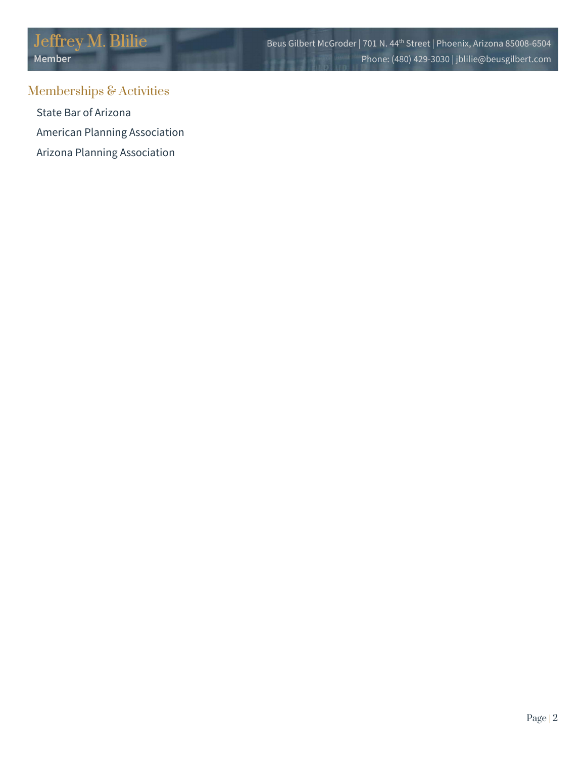## Memberships & Activities

State Bar of Arizona

American Planning Association

Arizona Planning Association